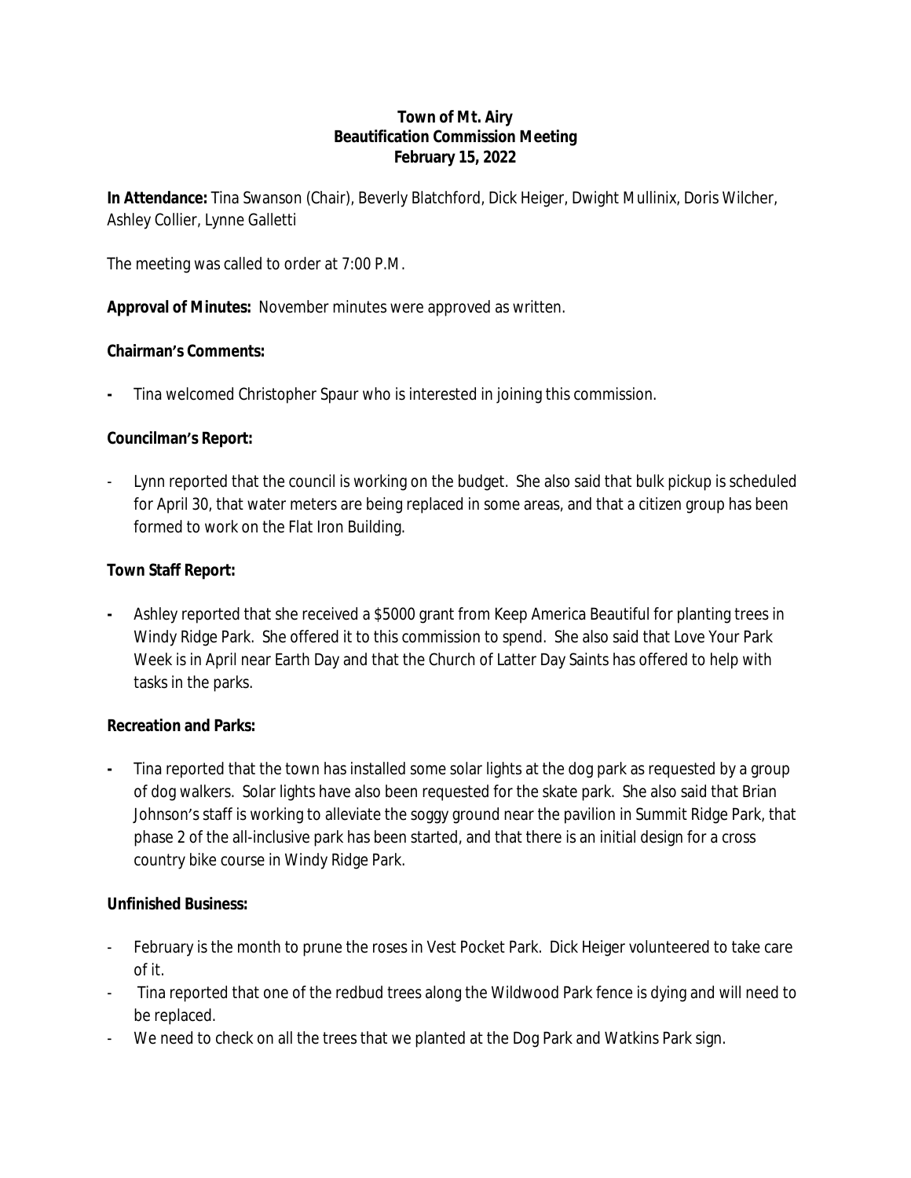**Town of Mt. Airy**
**Beautification Commission Meeting**
**February 15, 2022**

**In Attendance:** Tina Swanson (Chair), Beverly Blatchford, Dick Heiger, Dwight Mullinix, Doris Wilcher, Ashley Collier, Lynne Galletti

The meeting was called to order at 7:00 P.M.

**Approval of Minutes:** November minutes were approved as written.

**Chairman's Comments:**

- Tina welcomed Christopher Spaur who is interested in joining this commission.

**Councilman's Report:**

- Lynn reported that the council is working on the budget. She also said that bulk pickup is scheduled for April 30, that water meters are being replaced in some areas, and that a citizen group has been formed to work on the Flat Iron Building.

**Town Staff Report:**

- Ashley reported that she received a $5000 grant from Keep America Beautiful for planting trees in Windy Ridge Park. She offered it to this commission to spend. She also said that Love Your Park Week is in April near Earth Day and that the Church of Latter Day Saints has offered to help with tasks in the parks.

**Recreation and Parks:**

- Tina reported that the town has installed some solar lights at the dog park as requested by a group of dog walkers. Solar lights have also been requested for the skate park. She also said that Brian Johnson's staff is working to alleviate the soggy ground near the pavilion in Summit Ridge Park, that phase 2 of the all-inclusive park has been started, and that there is an initial design for a cross country bike course in Windy Ridge Park.

**Unfinished Business:**

- February is the month to prune the roses in Vest Pocket Park. Dick Heiger volunteered to take care of it.
- Tina reported that one of the redbud trees along the Wildwood Park fence is dying and will need to be replaced.
- We need to check on all the trees that we planted at the Dog Park and Watkins Park sign.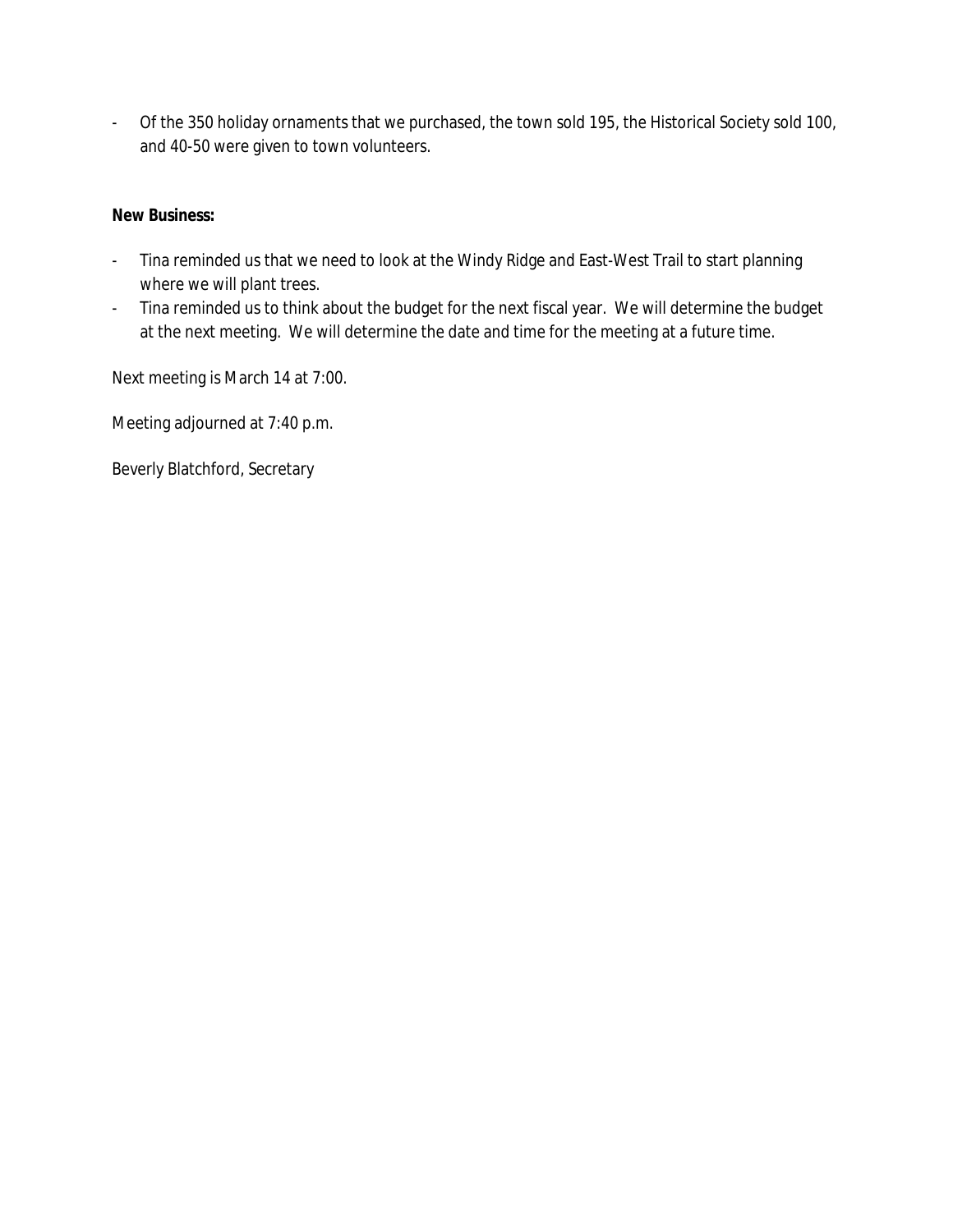- Of the 350 holiday ornaments that we purchased, the town sold 195, the Historical Society sold 100, and 40-50 were given to town volunteers.

**New Business:**

- Tina reminded us that we need to look at the Windy Ridge and East-West Trail to start planning where we will plant trees.
- Tina reminded us to think about the budget for the next fiscal year. We will determine the budget at the next meeting. We will determine the date and time for the meeting at a future time.

Next meeting is March 14 at 7:00.

Meeting adjourned at 7:40 p.m.

Beverly Blatchford, Secretary